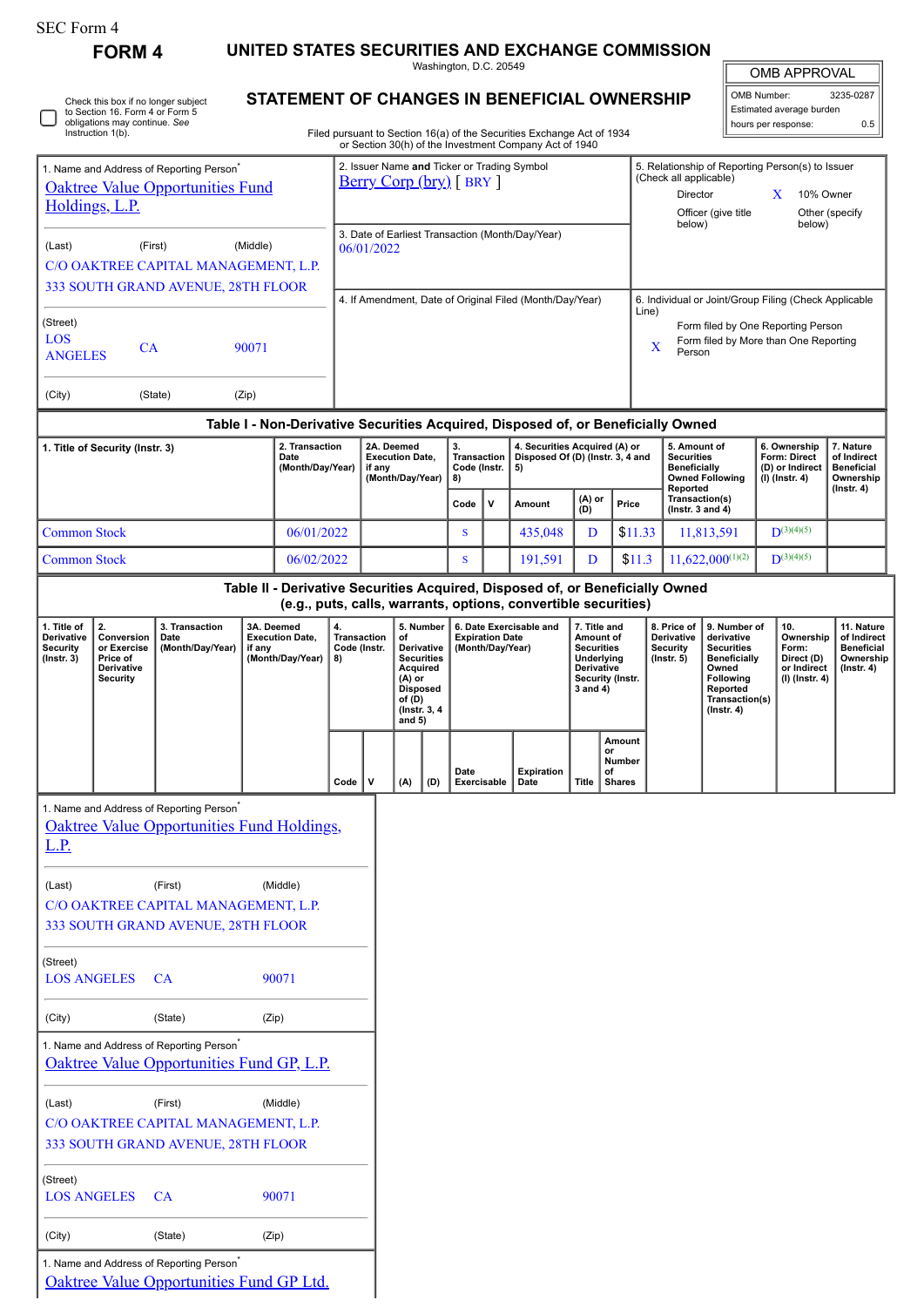SEC Form 4

**FORM 4**

# UNITED STATES SECURITIES AND EXCHANGE COMMISSION

Washington, D.C. 20549

## STATEMENT OF CHANGES IN BENEFICIAL OWNERSHIP

Filed pursuant to Section 16(a) of the Securities Exchange Act of 1934 or Section 30(h) of the Investment Company Act of 1940

| OMB APPROVAL | |
|---|---|
| OMB Number: | 3235-0287 |
| Estimated average burden | |
| hours per response: | 0.5 |

☐ Check this box if no longer subject to Section 16. Form 4 or Form 5 obligations may continue. *See* Instruction 1(b).

1. Name and Address of Reporting Person*

Oaktree Value Opportunities Fund Holdings, L.P.

(Last) (First) (Middle)

C/O OAKTREE CAPITAL MANAGEMENT, L.P.
333 SOUTH GRAND AVENUE, 28TH FLOOR

(Street)

LOS ANGELES CA 90071

(City) (State) (Zip)

2. Issuer Name **and** Ticker or Trading Symbol

Berry Corp (bry) [ BRY ]

3. Date of Earliest Transaction (Month/Day/Year)

06/01/2022

4. If Amendment, Date of Original Filed (Month/Day/Year)

5. Relationship of Reporting Person(s) to Issuer (Check all applicable)

| | |
|---|---|
| Director | X 10% Owner |
| Officer (give title below) | Other (specify below) |

6. Individual or Joint/Group Filing (Check Applicable Line)

Form filed by One Reporting Person

X Form filed by More than One Reporting Person

### Table I - Non-Derivative Securities Acquired, Disposed of, or Beneficially Owned

| 1. Title of Security (Instr. 3) | 2. Transaction Date (Month/Day/Year) | 2A. Deemed Execution Date, if any (Month/Day/Year) | 3. Transaction Code (Instr. 8) | | 4. Securities Acquired (A) or Disposed Of (D) (Instr. 3, 4 and 5) | | | 5. Amount of Securities Beneficially Owned Following Reported Transaction(s) (Instr. 3 and 4) | 6. Ownership Form: Direct (D) or Indirect (I) (Instr. 4) | 7. Nature of Indirect Beneficial Ownership (Instr. 4) |
|---|---|---|---|---|---|---|---|---|---|---|
| | | | Code | V | Amount | (A) or (D) | Price | | | |
| Common Stock | 06/01/2022 | | S | | 435,048 | D | $11.33 | 11,813,591 | D[3][4][5] | |
| Common Stock | 06/02/2022 | | S | | 191,591 | D | $11.3 | 11,622,000[1][2] | D[3][4][5] | |

### Table II - Derivative Securities Acquired, Disposed of, or Beneficially Owned (e.g., puts, calls, warrants, options, convertible securities)

| 1. Title of Derivative Security (Instr. 3) | 2. Conversion or Exercise Price of Derivative Security | 3. Transaction Date (Month/Day/Year) | 3A. Deemed Execution Date, if any (Month/Day/Year) | 4. Transaction Code (Instr. 8) | | 5. Number of Derivative Securities Acquired (A) or Disposed of (D) (Instr. 3, 4 and 5) | | 6. Date Exercisable and Expiration Date (Month/Day/Year) | | 7. Title and Amount of Securities Underlying Derivative Security (Instr. 3 and 4) | | 8. Price of Derivative Security (Instr. 5) | 9. Number of derivative Securities Beneficially Owned Following Reported Transaction(s) (Instr. 4) | 10. Ownership Form: Direct (D) or Indirect (I) (Instr. 4) | 11. Nature of Indirect Beneficial Ownership (Instr. 4) |
|---|---|---|---|---|---|---|---|---|---|---|---|---|---|---|---|
| | | | | Code | V | (A) | (D) | Date Exercisable | Expiration Date | Title | Amount or Number of Shares | | | | |

1. Name and Address of Reporting Person*

Oaktree Value Opportunities Fund Holdings, L.P.

(Last) (First) (Middle)

C/O OAKTREE CAPITAL MANAGEMENT, L.P.
333 SOUTH GRAND AVENUE, 28TH FLOOR

(Street)

LOS ANGELES CA 90071

(City) (State) (Zip)

1. Name and Address of Reporting Person*

Oaktree Value Opportunities Fund GP, L.P.

(Last) (First) (Middle)

C/O OAKTREE CAPITAL MANAGEMENT, L.P.
333 SOUTH GRAND AVENUE, 28TH FLOOR

(Street)

LOS ANGELES CA 90071

(City) (State) (Zip)

1. Name and Address of Reporting Person*

Oaktree Value Opportunities Fund GP Ltd.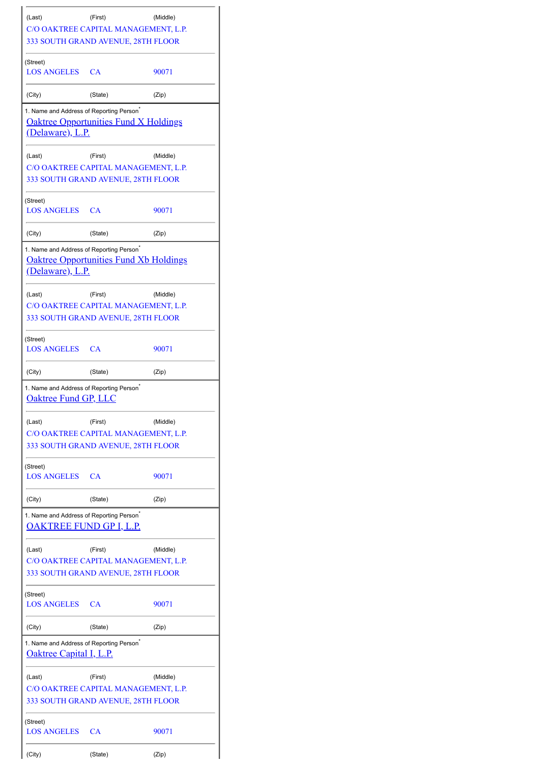| (Last) | (First) | (Middle) |
| --- | --- | --- |
| C/O OAKTREE CAPITAL MANAGEMENT, L.P. | | |
| 333 SOUTH GRAND AVENUE, 28TH FLOOR | | |
| (Street) | | |
| LOS ANGELES | CA | 90071 |
| (City) | (State) | (Zip) |

1. Name and Address of Reporting Person*

Oaktree Opportunities Fund X Holdings (Delaware), L.P.

| (Last) | (First) | (Middle) |
| --- | --- | --- |
| C/O OAKTREE CAPITAL MANAGEMENT, L.P. | | |
| 333 SOUTH GRAND AVENUE, 28TH FLOOR | | |
| (Street) | | |
| LOS ANGELES | CA | 90071 |
| (City) | (State) | (Zip) |

1. Name and Address of Reporting Person*

Oaktree Opportunities Fund Xb Holdings (Delaware), L.P.

| (Last) | (First) | (Middle) |
| --- | --- | --- |
| C/O OAKTREE CAPITAL MANAGEMENT, L.P. | | |
| 333 SOUTH GRAND AVENUE, 28TH FLOOR | | |
| (Street) | | |
| LOS ANGELES | CA | 90071 |
| (City) | (State) | (Zip) |

1. Name and Address of Reporting Person*

Oaktree Fund GP, LLC

| (Last) | (First) | (Middle) |
| --- | --- | --- |
| C/O OAKTREE CAPITAL MANAGEMENT, L.P. | | |
| 333 SOUTH GRAND AVENUE, 28TH FLOOR | | |
| (Street) | | |
| LOS ANGELES | CA | 90071 |
| (City) | (State) | (Zip) |

1. Name and Address of Reporting Person*

OAKTREE FUND GP I, L.P.

| (Last) | (First) | (Middle) |
| --- | --- | --- |
| C/O OAKTREE CAPITAL MANAGEMENT, L.P. | | |
| 333 SOUTH GRAND AVENUE, 28TH FLOOR | | |
| (Street) | | |
| LOS ANGELES | CA | 90071 |
| (City) | (State) | (Zip) |

1. Name and Address of Reporting Person*

Oaktree Capital I, L.P.

| (Last) | (First) | (Middle) |
| --- | --- | --- |
| C/O OAKTREE CAPITAL MANAGEMENT, L.P. | | |
| 333 SOUTH GRAND AVENUE, 28TH FLOOR | | |
| (Street) | | |
| LOS ANGELES | CA | 90071 |
| (City) | (State) | (Zip) |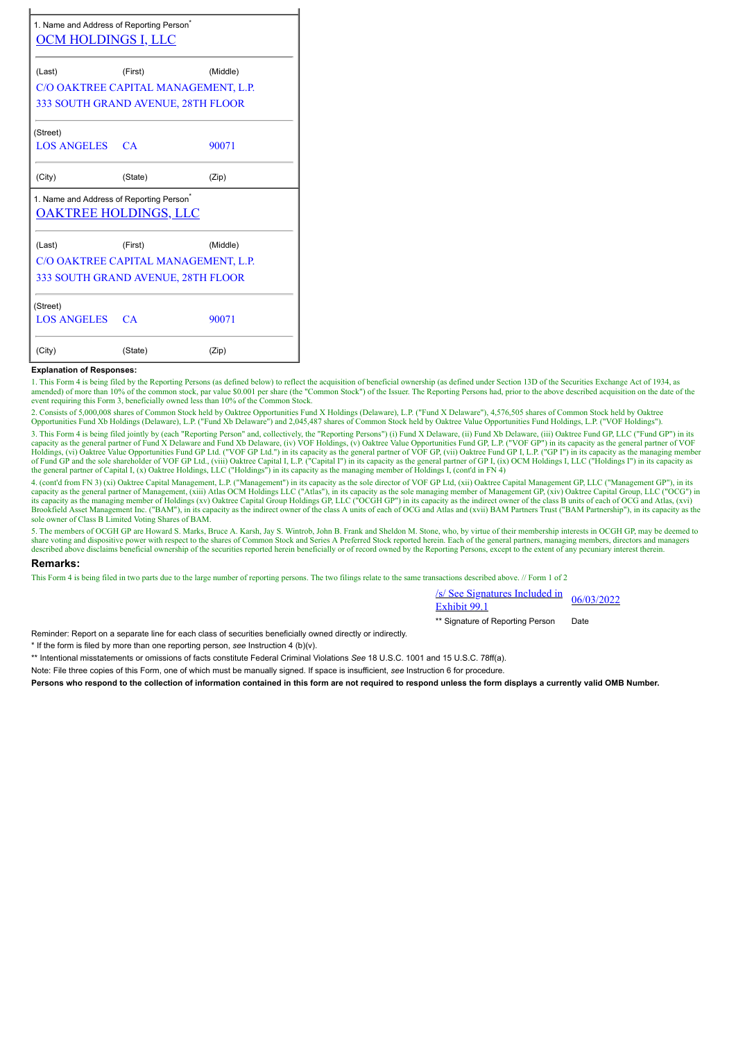| 1. Name and Address of Reporting Person* | | |
|---|---|---|
| OCM HOLDINGS I, LLC | | |
| (Last) | (First) | (Middle) |
| C/O OAKTREE CAPITAL MANAGEMENT, L.P. 333 SOUTH GRAND AVENUE, 28TH FLOOR | | |
| (Street) | | |
| LOS ANGELES | CA | 90071 |
| (City) | (State) | (Zip) |

| 1. Name and Address of Reporting Person* | | |
|---|---|---|
| OAKTREE HOLDINGS, LLC | | |
| (Last) | (First) | (Middle) |
| C/O OAKTREE CAPITAL MANAGEMENT, L.P. 333 SOUTH GRAND AVENUE, 28TH FLOOR | | |
| (Street) | | |
| LOS ANGELES | CA | 90071 |
| (City) | (State) | (Zip) |

**Explanation of Responses:**

1. This Form 4 is being filed by the Reporting Persons (as defined below) to reflect the acquisition of beneficial ownership (as defined under Section 13D of the Securities Exchange Act of 1934, as amended) of more than 10% of the common stock, par value $0.001 per share (the "Common Stock") of the Issuer. The Reporting Persons had, prior to the above described acquisition on the date of the event requiring this Form 3, beneficially owned less than 10% of the Common Stock.

2. Consists of 5,000,008 shares of Common Stock held by Oaktree Opportunities Fund X Holdings (Delaware), L.P. ("Fund X Delaware"), 4,576,505 shares of Common Stock held by Oaktree Opportunities Fund Xb Holdings (Delaware), L.P. ("Fund Xb Delaware") and 2,045,487 shares of Common Stock held by Oaktree Value Opportunities Fund Holdings, L.P. ("VOF Holdings").

3. This Form 4 is being filed jointly by (each "Reporting Person" and, collectively, the "Reporting Persons") (i) Fund X Delaware, (ii) Fund Xb Delaware, (iii) Oaktree Fund GP, LLC ("Fund GP") in its capacity as the general partner of Fund X Delaware and Fund Xb Delaware, (iv) VOF Holdings, (v) Oaktree Value Opportunities Fund GP, L.P. ("VOF GP") in its capacity as the general partner of VOF Holdings, (vi) Oaktree Value Opportunities Fund GP Ltd. ("VOF GP Ltd.") in its capacity as the general partner of VOF GP, (vii) Oaktree Fund GP I, L.P. ("GP I") in its capacity as the managing member of Fund GP and the sole shareholder of VOF GP Ltd., (viii) Oaktree Capital I, L.P. ("Capital I") in its capacity as the general partner of GP I, (ix) OCM Holdings I, LLC ("Holdings I") in its capacity as the general partner of Capital I, (x) Oaktree Holdings, LLC ("Holdings") in its capacity as the managing member of Holdings I, (cont'd in FN 4)

4. (cont'd from FN 3) (xi) Oaktree Capital Management, L.P. ("Management") in its capacity as the sole director of VOF GP Ltd, (xii) Oaktree Capital Management GP, LLC ("Management GP"), in its capacity as the general partner of Management, (xiii) Atlas OCM Holdings LLC ("Atlas"), in its capacity as the sole managing member of Management GP, (xiv) Oaktree Capital Group, LLC ("OCG") in its capacity as the managing member of Holdings (xv) Oaktree Capital Group Holdings GP, LLC ("OCGH GP") in its capacity as the indirect owner of the class B units of each of OCG and Atlas, (xvi) Brookfield Asset Management Inc. ("BAM"), in its capacity as the indirect owner of the class A units of each of OCG and Atlas and (xvii) BAM Partners Trust ("BAM Partnership"), in its capacity as the sole owner of Class B Limited Voting Shares of BAM.

5. The members of OCGH GP are Howard S. Marks, Bruce A. Karsh, Jay S. Wintrob, John B. Frank and Sheldon M. Stone, who, by virtue of their membership interests in OCGH GP, may be deemed to share voting and dispositive power with respect to the shares of Common Stock and Series A Preferred Stock reported herein. Each of the general partners, managing members, directors and managers described above disclaims beneficial ownership of the securities reported herein beneficially or of record owned by the Reporting Persons, except to the extent of any pecuniary interest therein.

## Remarks:

This Form 4 is being filed in two parts due to the large number of reporting persons. The two filings relate to the same transactions described above. // Form 1 of 2

| /s/ See Signatures Included in Exhibit 99.1 | 06/03/2022 |
|---|---|
| ** Signature of Reporting Person | Date |

Reminder: Report on a separate line for each class of securities beneficially owned directly or indirectly.

\* If the form is filed by more than one reporting person, *see* Instruction 4 (b)(v).

** Intentional misstatements or omissions of facts constitute Federal Criminal Violations *See* 18 U.S.C. 1001 and 15 U.S.C. 78ff(a).

Note: File three copies of this Form, one of which must be manually signed. If space is insufficient, *see* Instruction 6 for procedure.

**Persons who respond to the collection of information contained in this form are not required to respond unless the form displays a currently valid OMB Number.**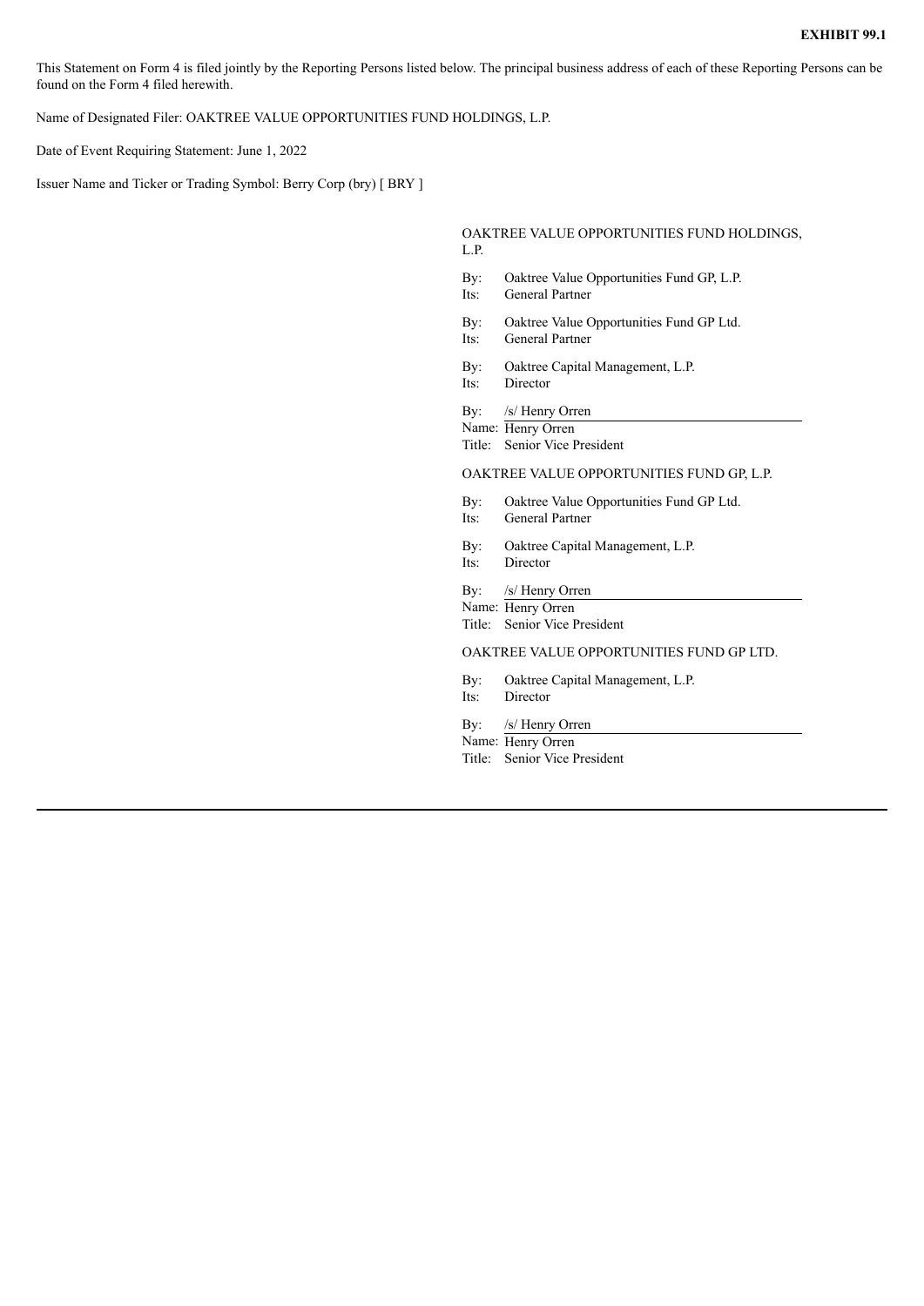**EXHIBIT 99.1**

This Statement on Form 4 is filed jointly by the Reporting Persons listed below. The principal business address of each of these Reporting Persons can be found on the Form 4 filed herewith.

Name of Designated Filer: OAKTREE VALUE OPPORTUNITIES FUND HOLDINGS, L.P.

Date of Event Requiring Statement: June 1, 2022

Issuer Name and Ticker or Trading Symbol: Berry Corp (bry) [ BRY ]

OAKTREE VALUE OPPORTUNITIES FUND HOLDINGS, L.P.

By: Oaktree Value Opportunities Fund GP, L.P.
Its: General Partner

By: Oaktree Value Opportunities Fund GP Ltd.
Its: General Partner

By: Oaktree Capital Management, L.P.
Its: Director

By: /s/ Henry Orren
Name: Henry Orren
Title: Senior Vice President

OAKTREE VALUE OPPORTUNITIES FUND GP, L.P.

By: Oaktree Value Opportunities Fund GP Ltd.
Its: General Partner

By: Oaktree Capital Management, L.P.
Its: Director

By: /s/ Henry Orren
Name: Henry Orren
Title: Senior Vice President

OAKTREE VALUE OPPORTUNITIES FUND GP LTD.

By: Oaktree Capital Management, L.P.
Its: Director

By: /s/ Henry Orren
Name: Henry Orren
Title: Senior Vice President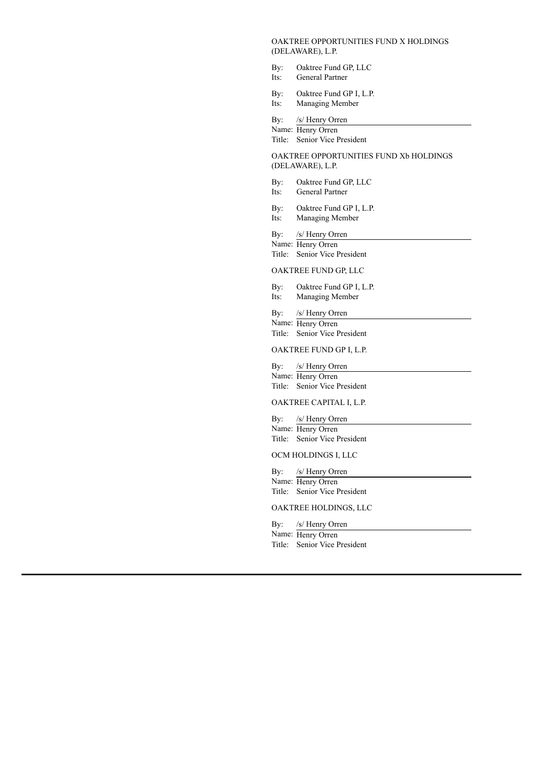OAKTREE OPPORTUNITIES FUND X HOLDINGS (DELAWARE), L.P.

By: Oaktree Fund GP, LLC
Its: General Partner

By: Oaktree Fund GP I, L.P.
Its: Managing Member

By: /s/ Henry Orren
Name: Henry Orren
Title: Senior Vice President

OAKTREE OPPORTUNITIES FUND Xb HOLDINGS (DELAWARE), L.P.

By: Oaktree Fund GP, LLC
Its: General Partner

By: Oaktree Fund GP I, L.P.
Its: Managing Member

By: /s/ Henry Orren
Name: Henry Orren
Title: Senior Vice President

OAKTREE FUND GP, LLC

By: Oaktree Fund GP I, L.P.
Its: Managing Member

By: /s/ Henry Orren
Name: Henry Orren
Title: Senior Vice President

OAKTREE FUND GP I, L.P.

By: /s/ Henry Orren
Name: Henry Orren
Title: Senior Vice President

OAKTREE CAPITAL I, L.P.

By: /s/ Henry Orren
Name: Henry Orren
Title: Senior Vice President

OCM HOLDINGS I, LLC

By: /s/ Henry Orren
Name: Henry Orren
Title: Senior Vice President

OAKTREE HOLDINGS, LLC

By: /s/ Henry Orren
Name: Henry Orren
Title: Senior Vice President